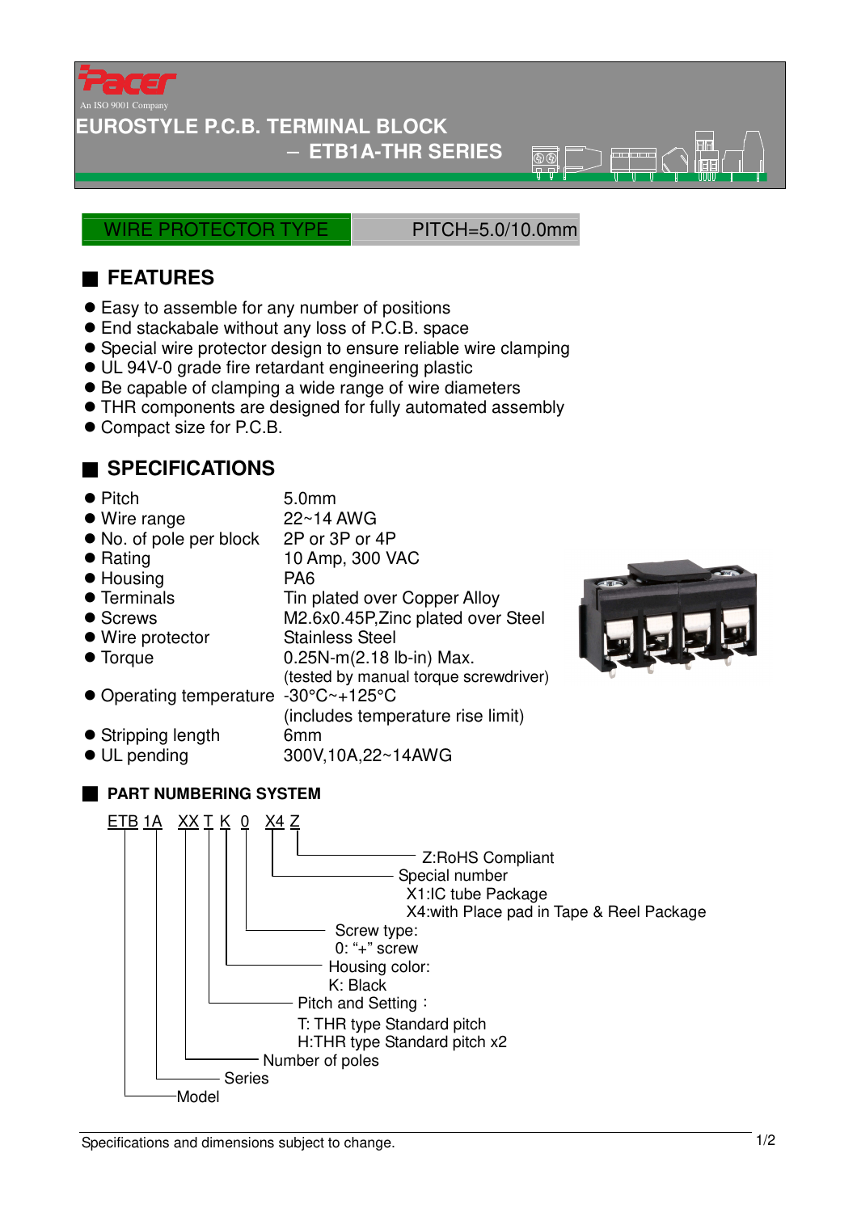Pacer

An ISO 9001 Company

# EUROSTYLE P.C.B. TERMINAL BLOCK
## – ETB1A-THR SERIES

WIRE PROTECTOR TYPE | PITCH=5.0/10.0mm

## FEATURES

- Easy to assemble for any number of positions
- End stackabale without any loss of P.C.B. space
- Special wire protector design to ensure reliable wire clamping
- UL 94V-0 grade fire retardant engineering plastic
- Be capable of clamping a wide range of wire diameters
- THR components are designed for fully automated assembly
- Compact size for P.C.B.

## SPECIFICATIONS

| | |
|---|---|
| Pitch | 5.0mm |
| Wire range | 22~14 AWG |
| No. of pole per block | 2P or 3P or 4P |
| Rating | 10 Amp, 300 VAC |
| Housing | PA6 |
| Terminals | Tin plated over Copper Alloy |
| Screws | M2.6x0.45P,Zinc plated over Steel |
| Wire protector | Stainless Steel |
| Torque | 0.25N-m(2.18 lb-in) Max. (tested by manual torque screwdriver) |
| Operating temperature | -30°C~+125°C (includes temperature rise limit) |
| Stripping length | 6mm |
| UL pending | 300V,10A,22~14AWG |

## PART NUMBERING SYSTEM

ETB 1A XX T K 0 X4 Z

- ETB: Model
- 1A: Series
- XX: Number of poles
- T: Pitch and Setting：
  - T: THR type Standard pitch
  - H:THR type Standard pitch x2
- K: Housing color:
  - K: Black
- 0: Screw type:
  - 0: "+" screw
- X4: Special number
  - X1:IC tube Package
  - X4:with Place pad in Tape & Reel Package
- Z: Z:RoHS Compliant

Specifications and dimensions subject to change.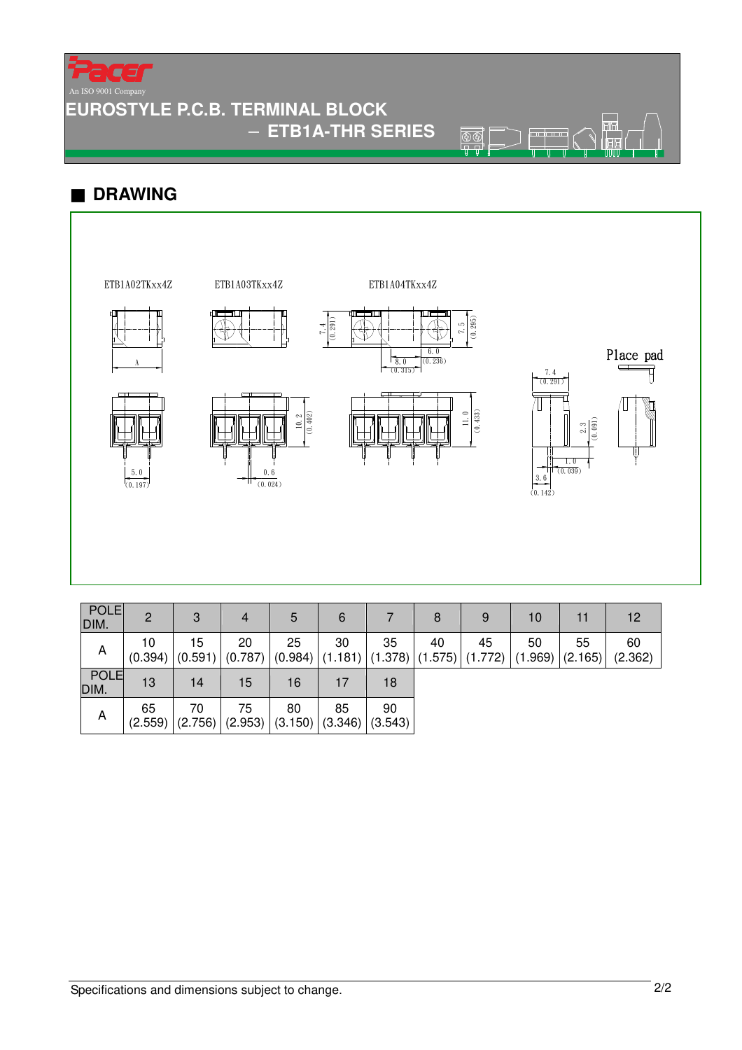Pacer

An ISO 9001 Company

# EUROSTYLE P.C.B. TERMINAL BLOCK

## – ETB1A-THR SERIES

## ■ DRAWING

ETB1A02TKxx4Z

ETB1A03TKxx4Z

ETB1A04TKxx4Z

A

7.4 (0.291)

7.5 (0.295)

8.0 (0.315)

6.0 (0.236)

Place pad

7.4 (0.291)

10.2 (0.402)

11.0 (0.433)

2.3 (0.091)

5.0 (0.197)

0.6 (0.024)

1.0 (0.039)

3.6 (0.142)

| POLE DIM. | 2 | 3 | 4 | 5 | 6 | 7 | 8 | 9 | 10 | 11 | 12 |
|---|---|---|---|---|---|---|---|---|---|---|---|
| A | 10 (0.394) | 15 (0.591) | 20 (0.787) | 25 (0.984) | 30 (1.181) | 35 (1.378) | 40 (1.575) | 45 (1.772) | 50 (1.969) | 55 (2.165) | 60 (2.362) |
| POLE DIM. | 13 | 14 | 15 | 16 | 17 | 18 | | | | | |
| A | 65 (2.559) | 70 (2.756) | 75 (2.953) | 80 (3.150) | 85 (3.346) | 90 (3.543) | | | | | |

Specifications and dimensions subject to change.